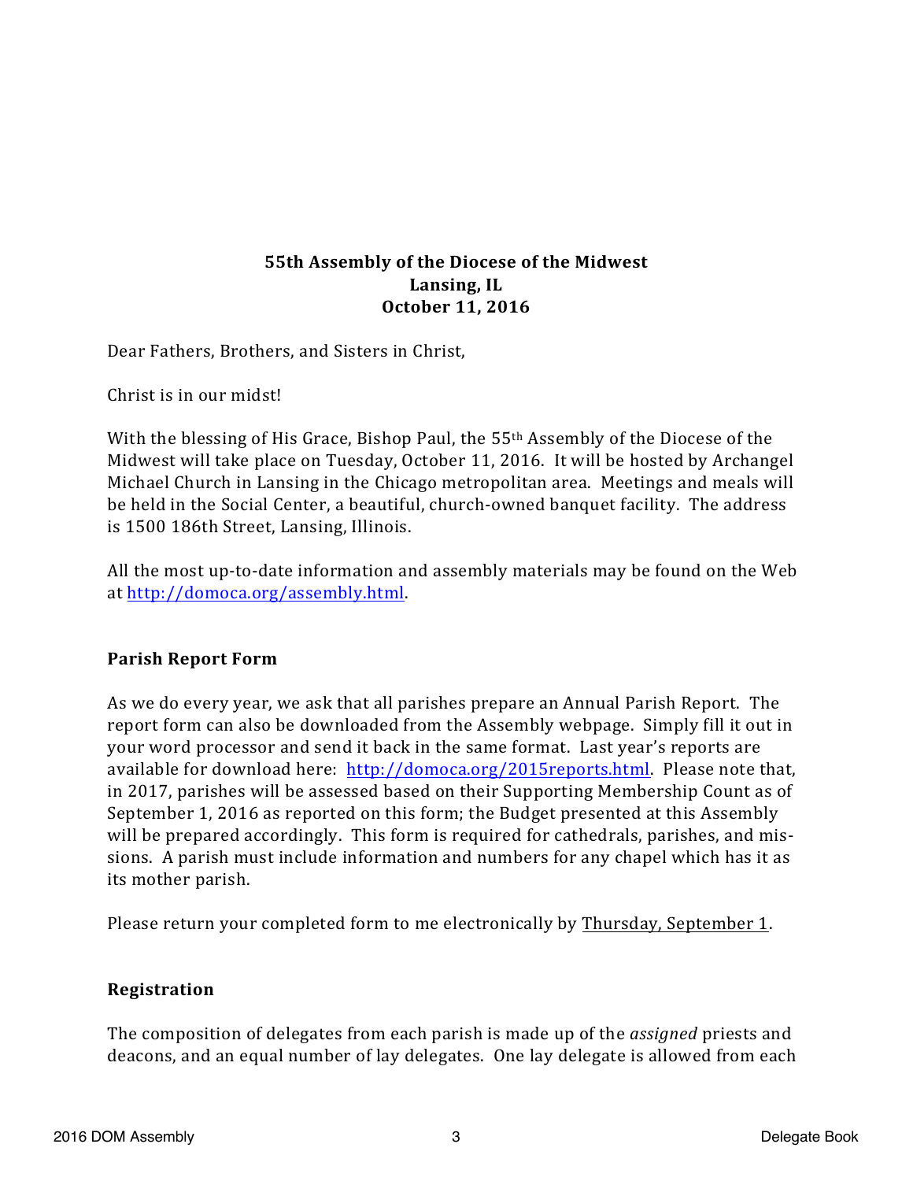**55th Assembly of the Diocese of the Midwest**
**Lansing, IL**
**October 11, 2016**

Dear Fathers, Brothers, and Sisters in Christ,

Christ is in our midst!

With the blessing of His Grace, Bishop Paul, the 55th Assembly of the Diocese of the Midwest will take place on Tuesday, October 11, 2016. It will be hosted by Archangel Michael Church in Lansing in the Chicago metropolitan area. Meetings and meals will be held in the Social Center, a beautiful, church-owned banquet facility. The address is 1500 186th Street, Lansing, Illinois.

All the most up-to-date information and assembly materials may be found on the Web at http://domoca.org/assembly.html.

## Parish Report Form

As we do every year, we ask that all parishes prepare an Annual Parish Report. The report form can also be downloaded from the Assembly webpage. Simply fill it out in your word processor and send it back in the same format. Last year's reports are available for download here: http://domoca.org/2015reports.html. Please note that, in 2017, parishes will be assessed based on their Supporting Membership Count as of September 1, 2016 as reported on this form; the Budget presented at this Assembly will be prepared accordingly. This form is required for cathedrals, parishes, and missions. A parish must include information and numbers for any chapel which has it as its mother parish.

Please return your completed form to me electronically by Thursday, September 1.

## Registration

The composition of delegates from each parish is made up of the *assigned* priests and deacons, and an equal number of lay delegates. One lay delegate is allowed from each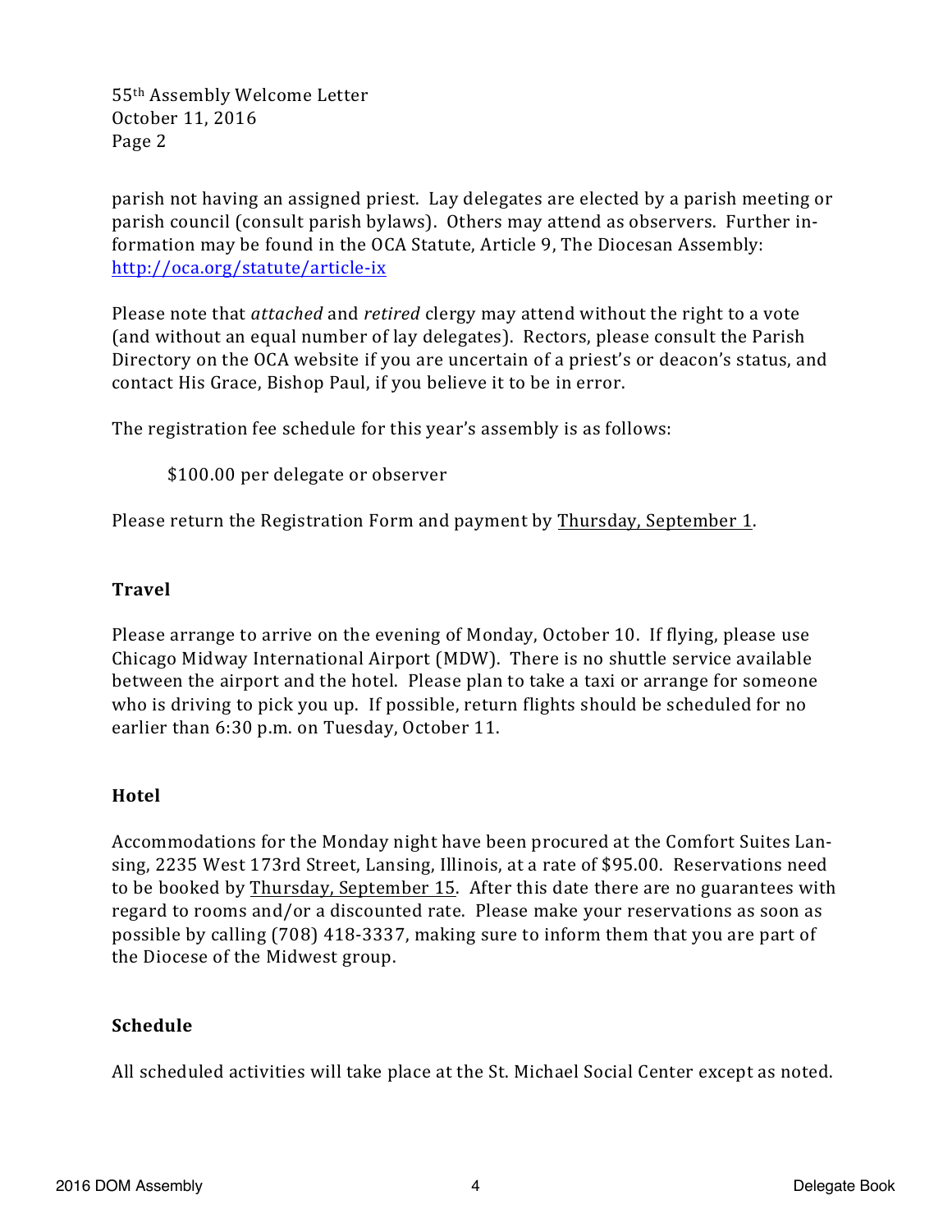parish not having an assigned priest. Lay delegates are elected by a parish meeting or parish council (consult parish bylaws). Others may attend as observers. Further information may be found in the OCA Statute, Article 9, The Diocesan Assembly: http://oca.org/statute/article-ix

Please note that *attached* and *retired* clergy may attend without the right to a vote (and without an equal number of lay delegates). Rectors, please consult the Parish Directory on the OCA website if you are uncertain of a priest's or deacon's status, and contact His Grace, Bishop Paul, if you believe it to be in error.

The registration fee schedule for this year's assembly is as follows:

> $100.00 per delegate or observer

Please return the Registration Form and payment by Thursday, September 1.

## Travel

Please arrange to arrive on the evening of Monday, October 10. If flying, please use Chicago Midway International Airport (MDW). There is no shuttle service available between the airport and the hotel. Please plan to take a taxi or arrange for someone who is driving to pick you up. If possible, return flights should be scheduled for no earlier than 6:30 p.m. on Tuesday, October 11.

## Hotel

Accommodations for the Monday night have been procured at the Comfort Suites Lansing, 2235 West 173rd Street, Lansing, Illinois, at a rate of $95.00. Reservations need to be booked by Thursday, September 15. After this date there are no guarantees with regard to rooms and/or a discounted rate. Please make your reservations as soon as possible by calling (708) 418-3337, making sure to inform them that you are part of the Diocese of the Midwest group.

## Schedule

All scheduled activities will take place at the St. Michael Social Center except as noted.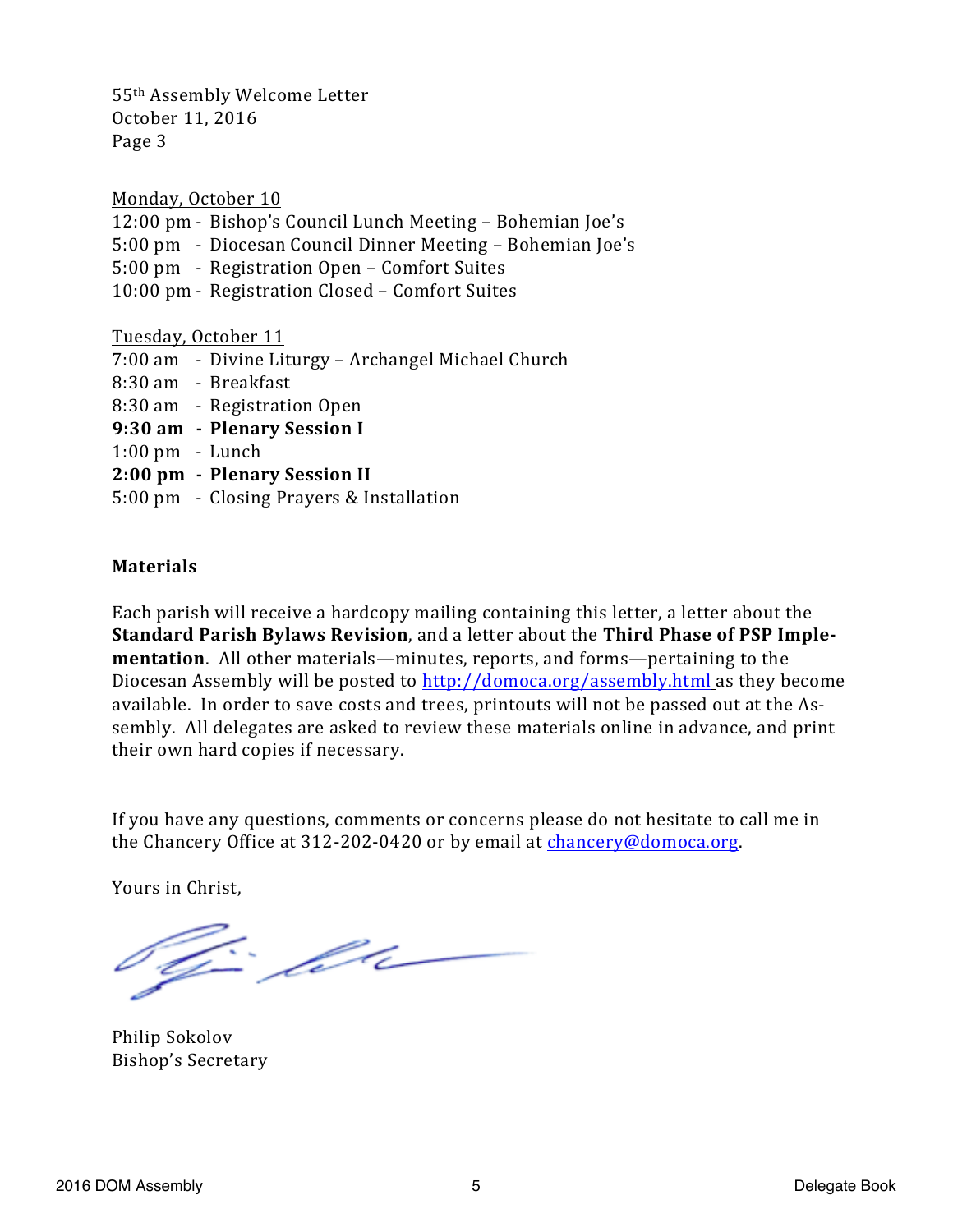55th Assembly Welcome Letter
October 11, 2016
Page 3

Monday, October 10
12:00 pm - Bishop's Council Lunch Meeting – Bohemian Joe's
5:00 pm - Diocesan Council Dinner Meeting – Bohemian Joe's
5:00 pm - Registration Open – Comfort Suites
10:00 pm - Registration Closed – Comfort Suites

Tuesday, October 11
7:00 am - Divine Liturgy – Archangel Michael Church
8:30 am - Breakfast
8:30 am - Registration Open
**9:30 am - Plenary Session I**
1:00 pm - Lunch
**2:00 pm - Plenary Session II**
5:00 pm - Closing Prayers & Installation

**Materials**

Each parish will receive a hardcopy mailing containing this letter, a letter about the **Standard Parish Bylaws Revision**, and a letter about the **Third Phase of PSP Implementation**. All other materials—minutes, reports, and forms—pertaining to the Diocesan Assembly will be posted to http://domoca.org/assembly.html as they become available. In order to save costs and trees, printouts will not be passed out at the Assembly. All delegates are asked to review these materials online in advance, and print their own hard copies if necessary.

If you have any questions, comments or concerns please do not hesitate to call me in the Chancery Office at 312-202-0420 or by email at chancery@domoca.org.

Yours in Christ,

Philip Sokolov
Bishop's Secretary